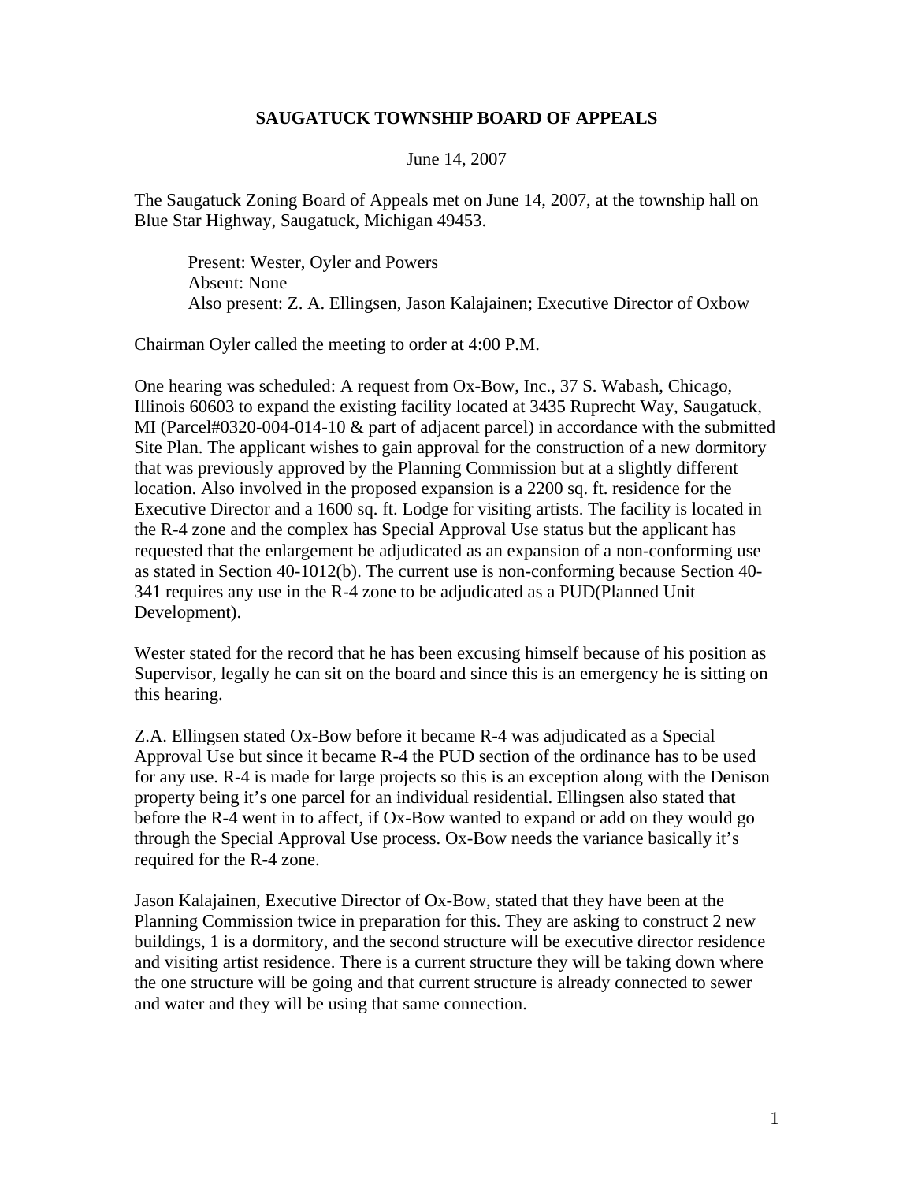# SAUGATUCK TOWNSHIP BOARD OF APPEALS

June 14, 2007

The Saugatuck Zoning Board of Appeals met on June 14, 2007, at the township hall on Blue Star Highway, Saugatuck, Michigan 49453.

> Present: Wester, Oyler and Powers
> Absent: None
> Also present: Z. A. Ellingsen, Jason Kalajainen; Executive Director of Oxbow

Chairman Oyler called the meeting to order at 4:00 P.M.

One hearing was scheduled: A request from Ox-Bow, Inc., 37 S. Wabash, Chicago, Illinois 60603 to expand the existing facility located at 3435 Ruprecht Way, Saugatuck, MI (Parcel#0320-004-014-10 & part of adjacent parcel) in accordance with the submitted Site Plan. The applicant wishes to gain approval for the construction of a new dormitory that was previously approved by the Planning Commission but at a slightly different location. Also involved in the proposed expansion is a 2200 sq. ft. residence for the Executive Director and a 1600 sq. ft. Lodge for visiting artists. The facility is located in the R-4 zone and the complex has Special Approval Use status but the applicant has requested that the enlargement be adjudicated as an expansion of a non-conforming use as stated in Section 40-1012(b). The current use is non-conforming because Section 40-341 requires any use in the R-4 zone to be adjudicated as a PUD(Planned Unit Development).

Wester stated for the record that he has been excusing himself because of his position as Supervisor, legally he can sit on the board and since this is an emergency he is sitting on this hearing.

Z.A. Ellingsen stated Ox-Bow before it became R-4 was adjudicated as a Special Approval Use but since it became R-4 the PUD section of the ordinance has to be used for any use. R-4 is made for large projects so this is an exception along with the Denison property being it's one parcel for an individual residential. Ellingsen also stated that before the R-4 went in to affect, if Ox-Bow wanted to expand or add on they would go through the Special Approval Use process. Ox-Bow needs the variance basically it's required for the R-4 zone.

Jason Kalajainen, Executive Director of Ox-Bow, stated that they have been at the Planning Commission twice in preparation for this. They are asking to construct 2 new buildings, 1 is a dormitory, and the second structure will be executive director residence and visiting artist residence. There is a current structure they will be taking down where the one structure will be going and that current structure is already connected to sewer and water and they will be using that same connection.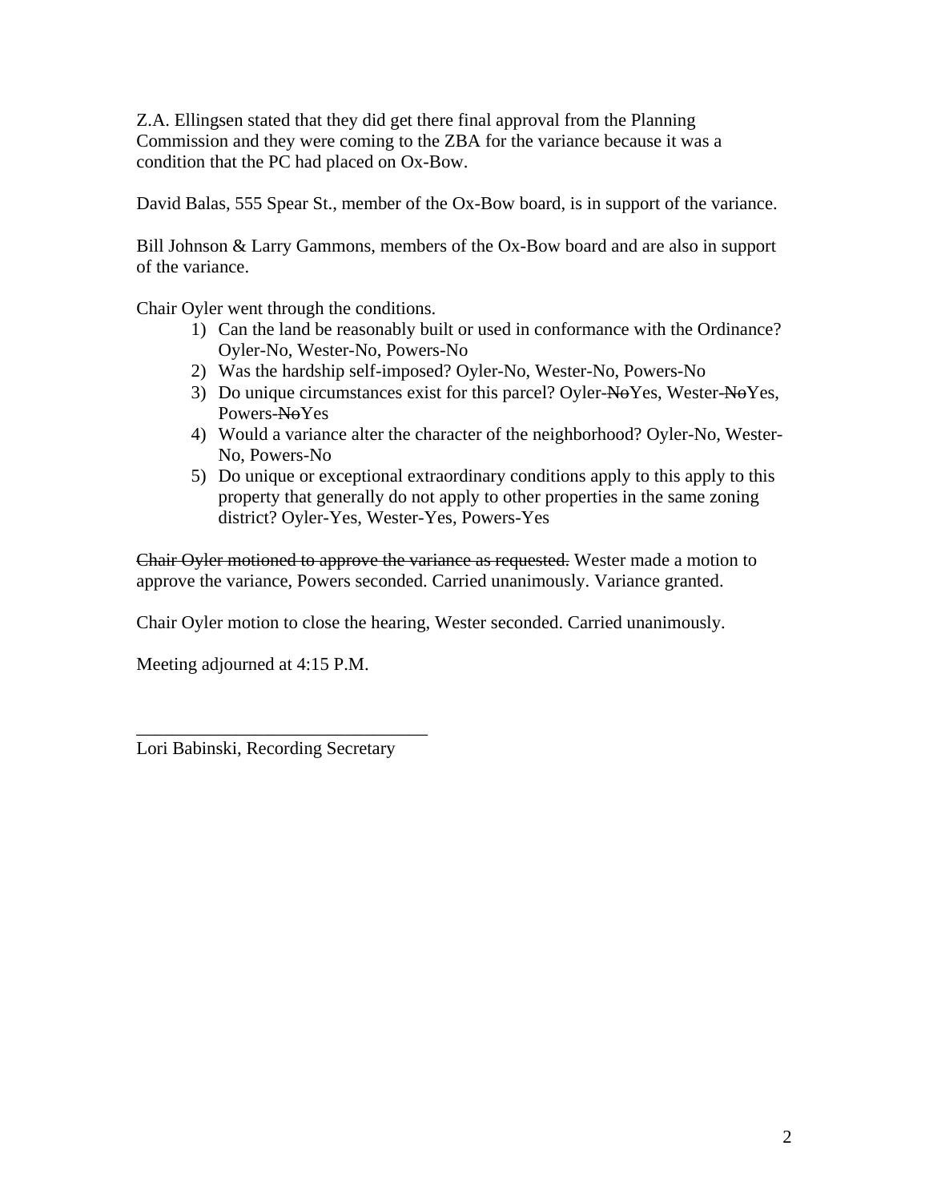Z.A. Ellingsen stated that they did get there final approval from the Planning Commission and they were coming to the ZBA for the variance because it was a condition that the PC had placed on Ox-Bow.

David Balas, 555 Spear St., member of the Ox-Bow board, is in support of the variance.

Bill Johnson & Larry Gammons, members of the Ox-Bow board and are also in support of the variance.

Chair Oyler went through the conditions.

1) Can the land be reasonably built or used in conformance with the Ordinance? Oyler-No, Wester-No, Powers-No
2) Was the hardship self-imposed? Oyler-No, Wester-No, Powers-No
3) Do unique circumstances exist for this parcel? Oyler-~~No~~Yes, Wester-~~No~~Yes, Powers-~~No~~Yes
4) Would a variance alter the character of the neighborhood? Oyler-No, Wester-No, Powers-No
5) Do unique or exceptional extraordinary conditions apply to this apply to this property that generally do not apply to other properties in the same zoning district? Oyler-Yes, Wester-Yes, Powers-Yes

~~Chair Oyler motioned to approve the variance as requested.~~ Wester made a motion to approve the variance, Powers seconded. Carried unanimously. Variance granted.

Chair Oyler motion to close the hearing, Wester seconded. Carried unanimously.

Meeting adjourned at 4:15 P.M.

_________________________________
Lori Babinski, Recording Secretary